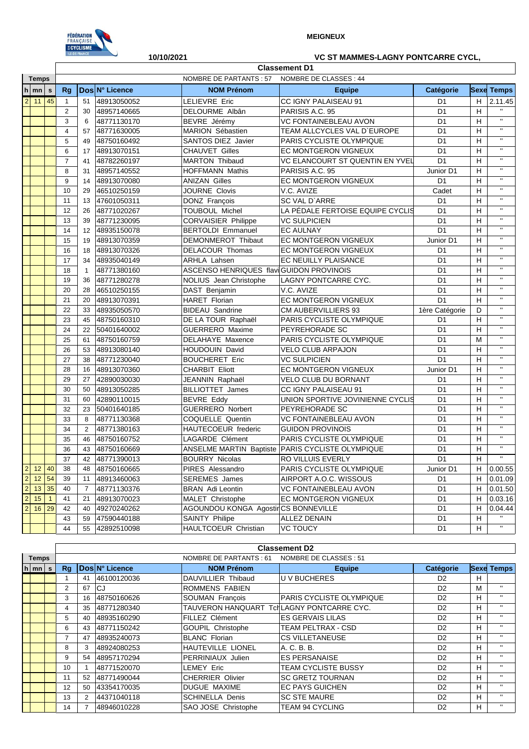MEIGNEUX

10/10/2021

VC ST MAMMES-LAGNY PONTCARRE CYCL,

## Classement D1

NOMBRE DE PARTANTS : 57 NOMBRE DE CLASSES : 44

| h | mn | s | Rg | Dos | N° Licence | NOM Prénom | Equipe | Catégorie | Sexe | Temps |
|---|---|---|---|---|---|---|---|---|---|---|
| 2 | 11 | 45 | 1 | 51 | 48913050052 | LELIEVRE Eric | CC IGNY PALAISEAU 91 | D1 | H | 2.11.45 |
| | | | 2 | 30 | 48957140665 | DELOURME Albân | PARISIS A.C. 95 | D1 | H | " |
| | | | 3 | 6 | 48771130170 | BEVRE Jérémy | VC FONTAINEBLEAU AVON | D1 | H | " |
| | | | 4 | 57 | 48771630005 | MARION Sébastien | TEAM ALLCYCLES VAL D`EUROPE | D1 | H | " |
| | | | 5 | 49 | 48750160492 | SANTOS DIEZ Javier | PARIS CYCLISTE OLYMPIQUE | D1 | H | " |
| | | | 6 | 17 | 48913070151 | CHAUVET Gilles | EC MONTGERON VIGNEUX | D1 | H | " |
| | | | 7 | 41 | 48782260197 | MARTON Thibaud | VC ELANCOURT ST QUENTIN EN YVEL | D1 | H | " |
| | | | 8 | 31 | 48957140552 | HOFFMANN Mathis | PARISIS A.C. 95 | Junior D1 | H | " |
| | | | 9 | 14 | 48913070080 | ANIZAN Gilles | EC MONTGERON VIGNEUX | D1 | H | " |
| | | | 10 | 29 | 46510250159 | JOURNE Clovis | V.C. AVIZE | Cadet | H | " |
| | | | 11 | 13 | 47601050311 | DONZ François | SC VAL D`ARRE | D1 | H | " |
| | | | 12 | 26 | 48771020267 | TOUBOUL Michel | LA PÉDALE FERTOISE EQUIPE CYCLIS | D1 | H | " |
| | | | 13 | 39 | 48771230095 | CORVAISIER Philippe | VC SULPICIEN | D1 | H | " |
| | | | 14 | 12 | 48935150078 | BERTOLDI Emmanuel | EC AULNAY | D1 | H | " |
| | | | 15 | 19 | 48913070359 | DEMONMEROT Thibaut | EC MONTGERON VIGNEUX | Junior D1 | H | " |
| | | | 16 | 18 | 48913070326 | DELACOUR Thomas | EC MONTGERON VIGNEUX | D1 | H | " |
| | | | 17 | 34 | 48935040149 | ARHLA Lahsen | EC NEUILLY PLAISANCE | D1 | H | " |
| | | | 18 | 1 | 48771380160 | ASCENSO HENRIQUES flavi | GUIDON PROVINOIS | D1 | H | " |
| | | | 19 | 36 | 48771280278 | NOLIUS Jean Christophe | LAGNY PONTCARRE CYC. | D1 | H | " |
| | | | 20 | 28 | 46510250155 | DAST Benjamin | V.C. AVIZE | D1 | H | " |
| | | | 21 | 20 | 48913070391 | HARET Florian | EC MONTGERON VIGNEUX | D1 | H | " |
| | | | 22 | 33 | 48935050570 | BIDEAU Sandrine | CM AUBERVILLIERS 93 | 1ère Catégorie | D | " |
| | | | 23 | 45 | 48750160310 | DE LA TOUR Raphaël | PARIS CYCLISTE OLYMPIQUE | D1 | H | " |
| | | | 24 | 22 | 50401640002 | GUERRERO Maxime | PEYREHORADE SC | D1 | H | " |
| | | | 25 | 61 | 48750160759 | DELAHAYE Maxence | PARIS CYCLISTE OLYMPIQUE | D1 | M | " |
| | | | 26 | 53 | 48913080140 | HOUDOUIN David | VELO CLUB ARPAJON | D1 | H | " |
| | | | 27 | 38 | 48771230040 | BOUCHERET Eric | VC SULPICIEN | D1 | H | " |
| | | | 28 | 16 | 48913070360 | CHARBIT Eliott | EC MONTGERON VIGNEUX | Junior D1 | H | " |
| | | | 29 | 27 | 42890030030 | JEANNIN Raphaël | VELO CLUB DU BORNANT | D1 | H | " |
| | | | 30 | 50 | 48913050285 | BILLIOTTET James | CC IGNY PALAISEAU 91 | D1 | H | " |
| | | | 31 | 60 | 42890110015 | BEVRE Eddy | UNION SPORTIVE JOVINIENNE CYCLIS | D1 | H | " |
| | | | 32 | 23 | 50401640185 | GUERRERO Norbert | PEYREHORADE SC | D1 | H | " |
| | | | 33 | 8 | 48771130368 | COQUELLE Quentin | VC FONTAINEBLEAU AVON | D1 | H | " |
| | | | 34 | 2 | 48771380163 | HAUTECOEUR frederic | GUIDON PROVINOIS | D1 | H | " |
| | | | 35 | 46 | 48750160752 | LAGARDE Clément | PARIS CYCLISTE OLYMPIQUE | D1 | H | " |
| | | | 36 | 43 | 48750160669 | ANSELME MARTIN Baptiste | PARIS CYCLISTE OLYMPIQUE | D1 | H | " |
| | | | 37 | 42 | 48771390013 | BOURRY Nicolas | RO VILLUIS EVERLY | D1 | H | " |
| 2 | 12 | 40 | 38 | 48 | 48750160665 | PIRES Alessandro | PARIS CYCLISTE OLYMPIQUE | Junior D1 | H | 0.00.55 |
| 2 | 12 | 54 | 39 | 11 | 48913460063 | SEREMES James | AIRPORT A.O.C. WISSOUS | D1 | H | 0.01.09 |
| 2 | 13 | 35 | 40 | 7 | 48771130376 | BRAN Adi Leontin | VC FONTAINEBLEAU AVON | D1 | H | 0.01.50 |
| 2 | 15 | 1 | 41 | 21 | 48913070023 | MALET Christophe | EC MONTGERON VIGNEUX | D1 | H | 0.03.16 |
| 2 | 16 | 29 | 42 | 40 | 49270242262 | AGOUNDOU KONGA Agostir | CS BONNEVILLE | D1 | H | 0.04.44 |
| | | | 43 | 59 | 47590440188 | SAINTY Philipe | ALLEZ DENAIN | D1 | H | " |
| | | | 44 | 55 | 42892510098 | HAULTCOEUR Christian | VC TOUCY | D1 | H | " |

## Classement D2

NOMBRE DE PARTANTS : 61 NOMBRE DE CLASSES : 51

| h | mn | s | Rg | Dos | N° Licence | NOM Prénom | Equipe | Catégorie | Sexe | Temps |
|---|---|---|---|---|---|---|---|---|---|---|
| | | | 1 | 41 | 46100120036 | DAUVILLIER Thibaud | U V BUCHERES | D2 | H | |
| | | | 2 | 67 | CJ | ROMMENS FABIEN | | D2 | M | " |
| | | | 3 | 16 | 48750160626 | SOUMAN François | PARIS CYCLISTE OLYMPIQUE | D2 | H | " |
| | | | 4 | 35 | 48771280340 | TAUVERON HANQUART Tch | LAGNY PONTCARRE CYC. | D2 | H | " |
| | | | 5 | 40 | 48935160290 | FILLEZ Clément | ES GERVAIS LILAS | D2 | H | " |
| | | | 6 | 43 | 48771150242 | GOUPIL Christophe | TEAM PELTRAX - CSD | D2 | H | " |
| | | | 7 | 47 | 48935240073 | BLANC Florian | CS VILLETANEUSE | D2 | H | " |
| | | | 8 | 3 | 48924080253 | HAUTEVILLE LIONEL | A. C. B. B. | D2 | H | " |
| | | | 9 | 54 | 48957170294 | PERRINIAUX Julien | ES PERSANAISE | D2 | H | " |
| | | | 10 | 1 | 48771520070 | LEMEY Eric | TEAM CYCLISTE BUSSY | D2 | H | " |
| | | | 11 | 52 | 48771490044 | CHERRIER Olivier | SC GRETZ TOURNAN | D2 | H | " |
| | | | 12 | 50 | 43354170035 | DUGUE MAXIME | EC PAYS GUICHEN | D2 | H | " |
| | | | 13 | 2 | 44371040118 | SCHINELLA Denis | SC STE MAURE | D2 | H | " |
| | | | 14 | 7 | 48946010228 | SAO JOSE Christophe | TEAM 94 CYCLING | D2 | H | " |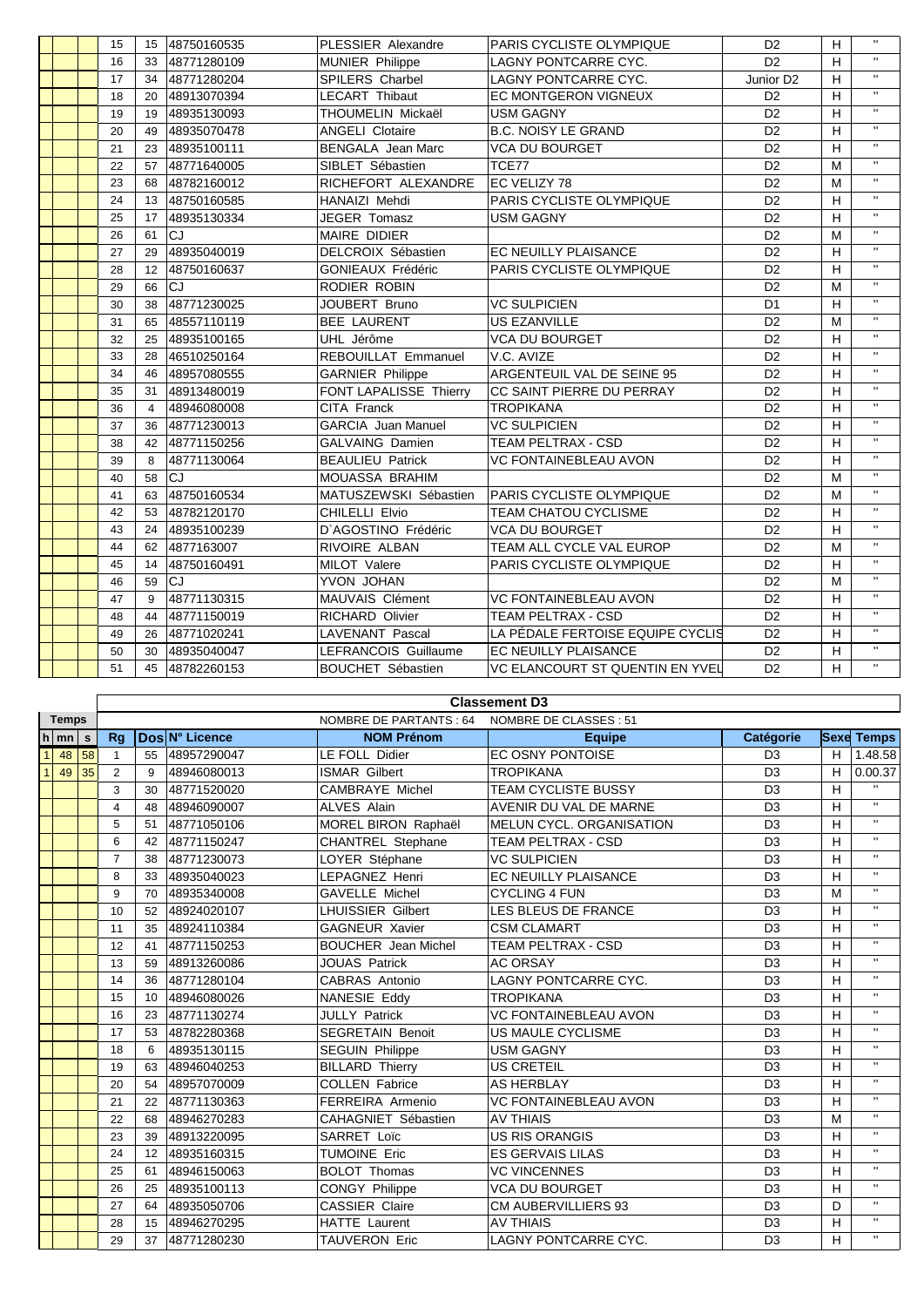| h | mn | s | Rg | Dos | N° Licence | NOM Prénom | Equipe | Catégorie | Sexe | Temps |
|---|---|---|---|---|---|---|---|---|---|---|
| | | | 15 | 15 | 48750160535 | PLESSIER Alexandre | PARIS CYCLISTE OLYMPIQUE | D2 | H | " |
| | | | 16 | 33 | 48771280109 | MUNIER Philippe | LAGNY PONTCARRE CYC. | D2 | H | " |
| | | | 17 | 34 | 48771280204 | SPILERS Charbel | LAGNY PONTCARRE CYC. | Junior D2 | H | " |
| | | | 18 | 20 | 48913070394 | LECART Thibaut | EC MONTGERON VIGNEUX | D2 | H | " |
| | | | 19 | 19 | 48935130093 | THOUMELIN Mickaël | USM GAGNY | D2 | H | " |
| | | | 20 | 49 | 48935070478 | ANGELI Clotaire | B.C. NOISY LE GRAND | D2 | H | " |
| | | | 21 | 23 | 48935100111 | BENGALA Jean Marc | VCA DU BOURGET | D2 | H | " |
| | | | 22 | 57 | 48771640005 | SIBLET Sébastien | TCE77 | D2 | M | " |
| | | | 23 | 68 | 48782160012 | RICHEFORT ALEXANDRE | EC VELIZY 78 | D2 | M | " |
| | | | 24 | 13 | 48750160585 | HANAIZI Mehdi | PARIS CYCLISTE OLYMPIQUE | D2 | H | " |
| | | | 25 | 17 | 48935130334 | JEGER Tomasz | USM GAGNY | D2 | H | " |
| | | | 26 | 61 | CJ | MAIRE DIDIER | | D2 | M | " |
| | | | 27 | 29 | 48935040019 | DELCROIX Sébastien | EC NEUILLY PLAISANCE | D2 | H | " |
| | | | 28 | 12 | 48750160637 | GONIEAUX Frédéric | PARIS CYCLISTE OLYMPIQUE | D2 | H | " |
| | | | 29 | 66 | CJ | RODIER ROBIN | | D2 | M | " |
| | | | 30 | 38 | 48771230025 | JOUBERT Bruno | VC SULPICIEN | D1 | H | " |
| | | | 31 | 65 | 48557110119 | BEE LAURENT | US EZANVILLE | D2 | M | " |
| | | | 32 | 25 | 48935100165 | UHL Jérôme | VCA DU BOURGET | D2 | H | " |
| | | | 33 | 28 | 46510250164 | REBOUILLAT Emmanuel | V.C. AVIZE | D2 | H | " |
| | | | 34 | 46 | 48957080555 | GARNIER Philippe | ARGENTEUIL VAL DE SEINE 95 | D2 | H | " |
| | | | 35 | 31 | 48913480019 | FONT LAPALISSE Thierry | CC SAINT PIERRE DU PERRAY | D2 | H | " |
| | | | 36 | 4 | 48946080008 | CITA Franck | TROPIKANA | D2 | H | " |
| | | | 37 | 36 | 48771230013 | GARCIA Juan Manuel | VC SULPICIEN | D2 | H | " |
| | | | 38 | 42 | 48771150256 | GALVAING Damien | TEAM PELTRAX - CSD | D2 | H | " |
| | | | 39 | 8 | 48771130064 | BEAULIEU Patrick | VC FONTAINEBLEAU AVON | D2 | H | " |
| | | | 40 | 58 | CJ | MOUASSA BRAHIM | | D2 | M | " |
| | | | 41 | 63 | 48750160534 | MATUSZEWSKI Sébastien | PARIS CYCLISTE OLYMPIQUE | D2 | M | " |
| | | | 42 | 53 | 48782120170 | CHILELLI Elvio | TEAM CHATOU CYCLISME | D2 | H | " |
| | | | 43 | 24 | 48935100239 | D`AGOSTINO Frédéric | VCA DU BOURGET | D2 | H | " |
| | | | 44 | 62 | 4877163007 | RIVOIRE ALBAN | TEAM ALL CYCLE VAL EUROP | D2 | M | " |
| | | | 45 | 14 | 48750160491 | MILOT Valere | PARIS CYCLISTE OLYMPIQUE | D2 | H | " |
| | | | 46 | 59 | CJ | YVON JOHAN | | D2 | M | " |
| | | | 47 | 9 | 48771130315 | MAUVAIS Clément | VC FONTAINEBLEAU AVON | D2 | H | " |
| | | | 48 | 44 | 48771150019 | RICHARD Olivier | TEAM PELTRAX - CSD | D2 | H | " |
| | | | 49 | 26 | 48771020241 | LAVENANT Pascal | LA PÉDALE FERTOISE EQUIPE CYCLIS | D2 | H | " |
| | | | 50 | 30 | 48935040047 | LEFRANCOIS Guillaume | EC NEUILLY PLAISANCE | D2 | H | " |
| | | | 51 | 45 | 48782260153 | BOUCHET Sébastien | VC ELANCOURT ST QUENTIN EN YVEL | D2 | H | " |

## Classement D3

NOMBRE DE PARTANTS : 64 — NOMBRE DE CLASSES : 51

| Temps | | | | | | | | | | |
|---|---|---|---|---|---|---|---|---|---|---|
| h | mn | s | Rg | Dos | N° Licence | NOM Prénom | Equipe | Catégorie | Sexe | Temps |
| 1 | 48 | 58 | 1 | 55 | 48957290047 | LE FOLL Didier | EC OSNY PONTOISE | D3 | H | 1.48.58 |
| 1 | 49 | 35 | 2 | 9 | 48946080013 | ISMAR Gilbert | TROPIKANA | D3 | H | 0.00.37 |
| | | | 3 | 30 | 48771520020 | CAMBRAYE Michel | TEAM CYCLISTE BUSSY | D3 | H | " |
| | | | 4 | 48 | 48946090007 | ALVES Alain | AVENIR DU VAL DE MARNE | D3 | H | " |
| | | | 5 | 51 | 48771050106 | MOREL BIRON Raphaël | MELUN CYCL. ORGANISATION | D3 | H | " |
| | | | 6 | 42 | 48771150247 | CHANTREL Stephane | TEAM PELTRAX - CSD | D3 | H | " |
| | | | 7 | 38 | 48771230073 | LOYER Stéphane | VC SULPICIEN | D3 | H | " |
| | | | 8 | 33 | 48935040023 | LEPAGNEZ Henri | EC NEUILLY PLAISANCE | D3 | H | " |
| | | | 9 | 70 | 48935340008 | GAVELLE Michel | CYCLING 4 FUN | D3 | M | " |
| | | | 10 | 52 | 48924020107 | LHUISSIER Gilbert | LES BLEUS DE FRANCE | D3 | H | " |
| | | | 11 | 35 | 48924110384 | GAGNEUR Xavier | CSM CLAMART | D3 | H | " |
| | | | 12 | 41 | 48771150253 | BOUCHER Jean Michel | TEAM PELTRAX - CSD | D3 | H | " |
| | | | 13 | 59 | 48913260086 | JOUAS Patrick | AC ORSAY | D3 | H | " |
| | | | 14 | 36 | 48771280104 | CABRAS Antonio | LAGNY PONTCARRE CYC. | D3 | H | " |
| | | | 15 | 10 | 48946080026 | NANESIE Eddy | TROPIKANA | D3 | H | " |
| | | | 16 | 23 | 48771130274 | JULLY Patrick | VC FONTAINEBLEAU AVON | D3 | H | " |
| | | | 17 | 53 | 48782280368 | SEGRETAIN Benoit | US MAULE CYCLISME | D3 | H | " |
| | | | 18 | 6 | 48935130115 | SEGUIN Philippe | USM GAGNY | D3 | H | " |
| | | | 19 | 63 | 48946040253 | BILLARD Thierry | US CRETEIL | D3 | H | " |
| | | | 20 | 54 | 48957070009 | COLLEN Fabrice | AS HERBLAY | D3 | H | " |
| | | | 21 | 22 | 48771130363 | FERREIRA Armenio | VC FONTAINEBLEAU AVON | D3 | H | " |
| | | | 22 | 68 | 48946270283 | CAHAGNIET Sébastien | AV THIAIS | D3 | M | " |
| | | | 23 | 39 | 48913220095 | SARRET Loïc | US RIS ORANGIS | D3 | H | " |
| | | | 24 | 12 | 48935160315 | TUMOINE Eric | ES GERVAIS LILAS | D3 | H | " |
| | | | 25 | 61 | 48946150063 | BOLOT Thomas | VC VINCENNES | D3 | H | " |
| | | | 26 | 25 | 48935100113 | CONGY Philippe | VCA DU BOURGET | D3 | H | " |
| | | | 27 | 64 | 48935050706 | CASSIER Claire | CM AUBERVILLIERS 93 | D3 | D | " |
| | | | 28 | 15 | 48946270295 | HATTE Laurent | AV THIAIS | D3 | H | " |
| | | | 29 | 37 | 48771280230 | TAUVERON Eric | LAGNY PONTCARRE CYC. | D3 | H | " |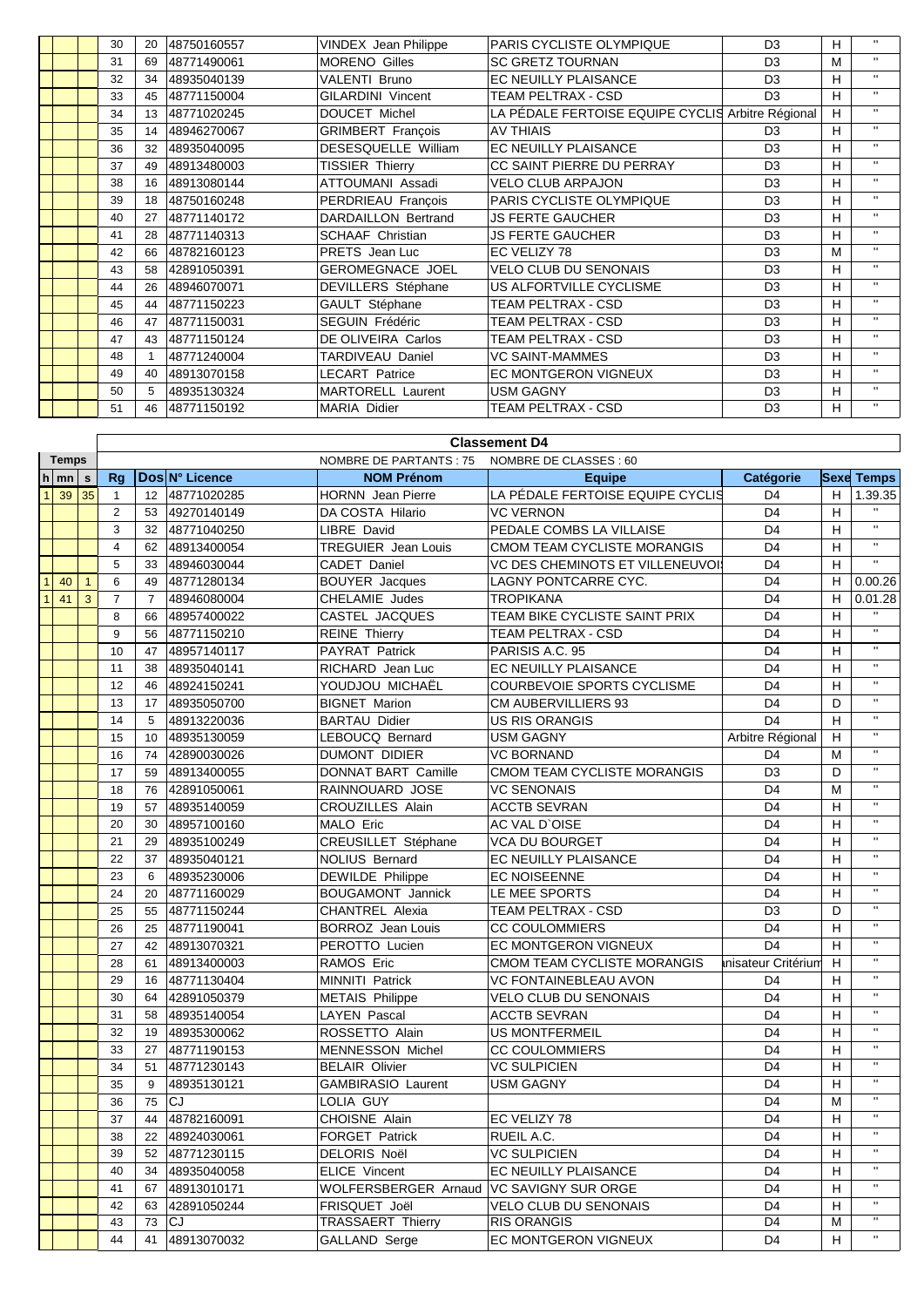| | | | Rg | Dos | N° Licence | NOM Prénom | Equipe | Catégorie | Sexe | Temps |
|---|---|---|---|---|---|---|---|---|---|---|
| | | | 30 | 20 | 48750160557 | VINDEX Jean Philippe | PARIS CYCLISTE OLYMPIQUE | D3 | H | " |
| | | | 31 | 69 | 48771490061 | MORENO Gilles | SC GRETZ TOURNAN | D3 | M | " |
| | | | 32 | 34 | 48935040139 | VALENTI Bruno | EC NEUILLY PLAISANCE | D3 | H | " |
| | | | 33 | 45 | 48771150004 | GILARDINI Vincent | TEAM PELTRAX - CSD | D3 | H | " |
| | | | 34 | 13 | 48771020245 | DOUCET Michel | LA PÉDALE FERTOISE EQUIPE CYCLIS | Arbitre Régional | H | " |
| | | | 35 | 14 | 48946270067 | GRIMBERT François | AV THIAIS | D3 | H | " |
| | | | 36 | 32 | 48935040095 | DESESQUELLE William | EC NEUILLY PLAISANCE | D3 | H | " |
| | | | 37 | 49 | 48913480003 | TISSIER Thierry | CC SAINT PIERRE DU PERRAY | D3 | H | " |
| | | | 38 | 16 | 48913080144 | ATTOUMANI Assadi | VELO CLUB ARPAJON | D3 | H | " |
| | | | 39 | 18 | 48750160248 | PERDRIEAU François | PARIS CYCLISTE OLYMPIQUE | D3 | H | " |
| | | | 40 | 27 | 48771140172 | DARDAILLON Bertrand | JS FERTE GAUCHER | D3 | H | " |
| | | | 41 | 28 | 48771140313 | SCHAAF Christian | JS FERTE GAUCHER | D3 | H | " |
| | | | 42 | 66 | 48782160123 | PRETS Jean Luc | EC VELIZY 78 | D3 | M | " |
| | | | 43 | 58 | 42891050391 | GEROMEGNACE JOEL | VELO CLUB DU SENONAIS | D3 | H | " |
| | | | 44 | 26 | 48946070071 | DEVILLERS Stéphane | US ALFORTVILLE CYCLISME | D3 | H | " |
| | | | 45 | 44 | 48771150223 | GAULT Stéphane | TEAM PELTRAX - CSD | D3 | H | " |
| | | | 46 | 47 | 48771150031 | SEGUIN Frédéric | TEAM PELTRAX - CSD | D3 | H | " |
| | | | 47 | 43 | 48771150124 | DE OLIVEIRA Carlos | TEAM PELTRAX - CSD | D3 | H | " |
| | | | 48 | 1 | 48771240004 | TARDIVEAU Daniel | VC SAINT-MAMMES | D3 | H | " |
| | | | 49 | 40 | 48913070158 | LECART Patrice | EC MONTGERON VIGNEUX | D3 | H | " |
| | | | 50 | 5 | 48935130324 | MARTORELL Laurent | USM GAGNY | D3 | H | " |
| | | | 51 | 46 | 48771150192 | MARIA Didier | TEAM PELTRAX - CSD | D3 | H | " |

## Classement D4

NOMBRE DE PARTANTS : 75 NOMBRE DE CLASSES : 60

| Temps | | | | | | | | | | |
|---|---|---|---|---|---|---|---|---|---|---|
| h | mn | s | Rg | Dos | N° Licence | NOM Prénom | Equipe | Catégorie | Sexe | Temps |
| 1 | 39 | 35 | 1 | 12 | 48771020285 | HORNN Jean Pierre | LA PÉDALE FERTOISE EQUIPE CYCLIS | D4 | H | 1.39.35 |
| | | | 2 | 53 | 49270140149 | DA COSTA Hilario | VC VERNON | D4 | H | " |
| | | | 3 | 32 | 48771040250 | LIBRE David | PEDALE COMBS LA VILLAISE | D4 | H | " |
| | | | 4 | 62 | 48913400054 | TREGUIER Jean Louis | CMOM TEAM CYCLISTE MORANGIS | D4 | H | " |
| | | | 5 | 33 | 48946030044 | CADET Daniel | VC DES CHEMINOTS ET VILLENEUVOI | D4 | H | " |
| 1 | 40 | 1 | 6 | 49 | 48771280134 | BOUYER Jacques | LAGNY PONTCARRE CYC. | D4 | H | 0.00.26 |
| 1 | 41 | 3 | 7 | 7 | 48946080004 | CHELAMIE Judes | TROPIKANA | D4 | H | 0.01.28 |
| | | | 8 | 66 | 48957400022 | CASTEL JACQUES | TEAM BIKE CYCLISTE SAINT PRIX | D4 | H | " |
| | | | 9 | 56 | 48771150210 | REINE Thierry | TEAM PELTRAX - CSD | D4 | H | " |
| | | | 10 | 47 | 48957140117 | PAYRAT Patrick | PARISIS A.C. 95 | D4 | H | " |
| | | | 11 | 38 | 48935040141 | RICHARD Jean Luc | EC NEUILLY PLAISANCE | D4 | H | " |
| | | | 12 | 46 | 48924150241 | YOUDJOU MICHAËL | COURBEVOIE SPORTS CYCLISME | D4 | H | " |
| | | | 13 | 17 | 48935050700 | BIGNET Marion | CM AUBERVILLIERS 93 | D4 | D | " |
| | | | 14 | 5 | 48913220036 | BARTAU Didier | US RIS ORANGIS | D4 | H | " |
| | | | 15 | 10 | 48935130059 | LEBOUCQ Bernard | USM GAGNY | Arbitre Régional | H | " |
| | | | 16 | 74 | 42890030026 | DUMONT DIDIER | VC BORNAND | D4 | M | " |
| | | | 17 | 59 | 48913400055 | DONNAT BART Camille | CMOM TEAM CYCLISTE MORANGIS | D3 | D | " |
| | | | 18 | 76 | 42891050061 | RAINNOUARD JOSE | VC SENONAIS | D4 | M | " |
| | | | 19 | 57 | 48935140059 | CROUZILLES Alain | ACCTB SEVRAN | D4 | H | " |
| | | | 20 | 30 | 48957100160 | MALO Eric | AC VAL D`OISE | D4 | H | " |
| | | | 21 | 29 | 48935100249 | CREUSILLET Stéphane | VCA DU BOURGET | D4 | H | " |
| | | | 22 | 37 | 48935040121 | NOLIUS Bernard | EC NEUILLY PLAISANCE | D4 | H | " |
| | | | 23 | 6 | 48935230006 | DEWILDE Philippe | EC NOISEENNE | D4 | H | " |
| | | | 24 | 20 | 48771160029 | BOUGAMONT Jannick | LE MEE SPORTS | D4 | H | " |
| | | | 25 | 55 | 48771150244 | CHANTREL Alexia | TEAM PELTRAX - CSD | D3 | D | " |
| | | | 26 | 25 | 48771190041 | BORROZ Jean Louis | CC COULOMMIERS | D4 | H | " |
| | | | 27 | 42 | 48913070321 | PEROTTO Lucien | EC MONTGERON VIGNEUX | D4 | H | " |
| | | | 28 | 61 | 48913400003 | RAMOS Eric | CMOM TEAM CYCLISTE MORANGIS | nisateur Critérium | H | " |
| | | | 29 | 16 | 48771130404 | MINNITI Patrick | VC FONTAINEBLEAU AVON | D4 | H | " |
| | | | 30 | 64 | 42891050379 | METAIS Philippe | VELO CLUB DU SENONAIS | D4 | H | " |
| | | | 31 | 58 | 48935140054 | LAYEN Pascal | ACCTB SEVRAN | D4 | H | " |
| | | | 32 | 19 | 48935300062 | ROSSETTO Alain | US MONTFERMEIL | D4 | H | " |
| | | | 33 | 27 | 48771190153 | MENNESSON Michel | CC COULOMMIERS | D4 | H | " |
| | | | 34 | 51 | 48771230143 | BELAIR Olivier | VC SULPICIEN | D4 | H | " |
| | | | 35 | 9 | 48935130121 | GAMBIRASIO Laurent | USM GAGNY | D4 | H | " |
| | | | 36 | 75 | CJ | LOLIA GUY | | D4 | M | " |
| | | | 37 | 44 | 48782160091 | CHOISNE Alain | EC VELIZY 78 | D4 | H | " |
| | | | 38 | 22 | 48924030061 | FORGET Patrick | RUEIL A.C. | D4 | H | " |
| | | | 39 | 52 | 48771230115 | DELORIS Noël | VC SULPICIEN | D4 | H | " |
| | | | 40 | 34 | 48935040058 | ELICE Vincent | EC NEUILLY PLAISANCE | D4 | H | " |
| | | | 41 | 67 | 48913010171 | WOLFERSBERGER Arnaud | VC SAVIGNY SUR ORGE | D4 | H | " |
| | | | 42 | 63 | 42891050244 | FRISQUET Joël | VELO CLUB DU SENONAIS | D4 | H | " |
| | | | 43 | 73 | CJ | TRASSAERT Thierry | RIS ORANGIS | D4 | M | " |
| | | | 44 | 41 | 48913070032 | GALLAND Serge | EC MONTGERON VIGNEUX | D4 | H | " |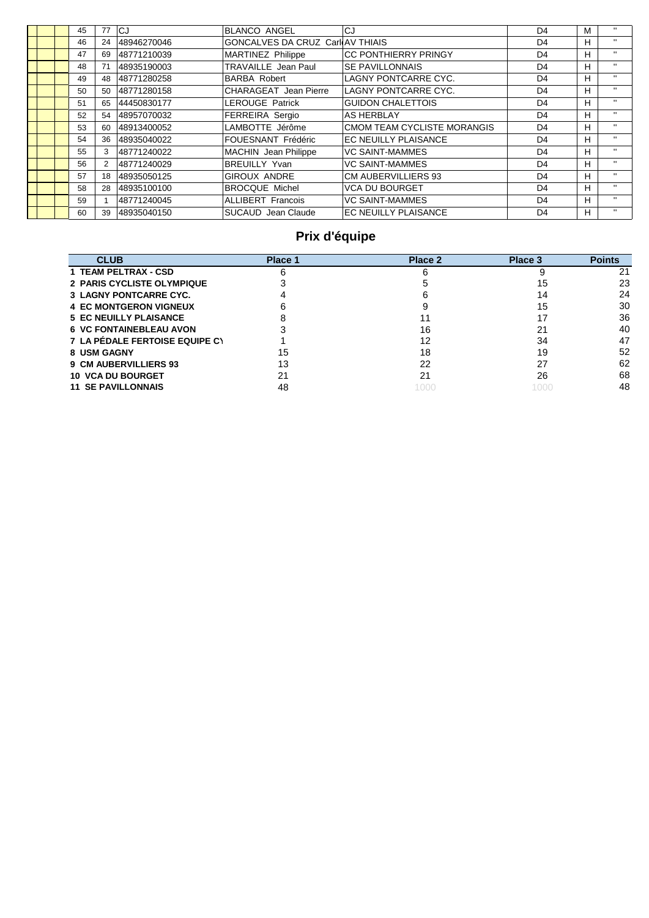| | | | | | | | | | | |
|---|---|---|---|---|---|---|---|---|---|---|
| | | | 45 | 77 | CJ | BLANCO ANGEL | CJ | D4 | M | " |
| | | | 46 | 24 | 48946270046 | GONCALVES DA CRUZ Carl | AV THIAIS | D4 | H | " |
| | | | 47 | 69 | 48771210039 | MARTINEZ Philippe | CC PONTHIERRY PRINGY | D4 | H | " |
| | | | 48 | 71 | 48935190003 | TRAVAILLE Jean Paul | SE PAVILLONNAIS | D4 | H | " |
| | | | 49 | 48 | 48771280258 | BARBA Robert | LAGNY PONTCARRE CYC. | D4 | H | " |
| | | | 50 | 50 | 48771280158 | CHARAGEAT Jean Pierre | LAGNY PONTCARRE CYC. | D4 | H | " |
| | | | 51 | 65 | 44450830177 | LEROUGE Patrick | GUIDON CHALETTOIS | D4 | H | " |
| | | | 52 | 54 | 48957070032 | FERREIRA Sergio | AS HERBLAY | D4 | H | " |
| | | | 53 | 60 | 48913400052 | LAMBOTTE Jérôme | CMOM TEAM CYCLISTE MORANGIS | D4 | H | " |
| | | | 54 | 36 | 48935040022 | FOUESNANT Frédéric | EC NEUILLY PLAISANCE | D4 | H | " |
| | | | 55 | 3 | 48771240022 | MACHIN Jean Philippe | VC SAINT-MAMMES | D4 | H | " |
| | | | 56 | 2 | 48771240029 | BREUILLY Yvan | VC SAINT-MAMMES | D4 | H | " |
| | | | 57 | 18 | 48935050125 | GIROUX ANDRE | CM AUBERVILLIERS 93 | D4 | H | " |
| | | | 58 | 28 | 48935100100 | BROCQUE Michel | VCA DU BOURGET | D4 | H | " |
| | | | 59 | 1 | 48771240045 | ALLIBERT Francois | VC SAINT-MAMMES | D4 | H | " |
| | | | 60 | 39 | 48935040150 | SUCAUD Jean Claude | EC NEUILLY PLAISANCE | D4 | H | " |

## Prix d'équipe

| CLUB | Place 1 | Place 2 | Place 3 | Points |
|---|---|---|---|---|
| **1 TEAM PELTRAX - CSD** | 6 | 6 | 9 | 21 |
| **2 PARIS CYCLISTE OLYMPIQUE** | 3 | 5 | 15 | 23 |
| **3 LAGNY PONTCARRE CYC.** | 4 | 6 | 14 | 24 |
| **4 EC MONTGERON VIGNEUX** | 6 | 9 | 15 | 30 |
| **5 EC NEUILLY PLAISANCE** | 8 | 11 | 17 | 36 |
| **6 VC FONTAINEBLEAU AVON** | 3 | 16 | 21 | 40 |
| **7 LA PÉDALE FERTOISE EQUIPE CY** | 1 | 12 | 34 | 47 |
| **8 USM GAGNY** | 15 | 18 | 19 | 52 |
| **9 CM AUBERVILLIERS 93** | 13 | 22 | 27 | 62 |
| **10 VCA DU BOURGET** | 21 | 21 | 26 | 68 |
| **11 SE PAVILLONNAIS** | 48 | 1000 | 1000 | 48 |